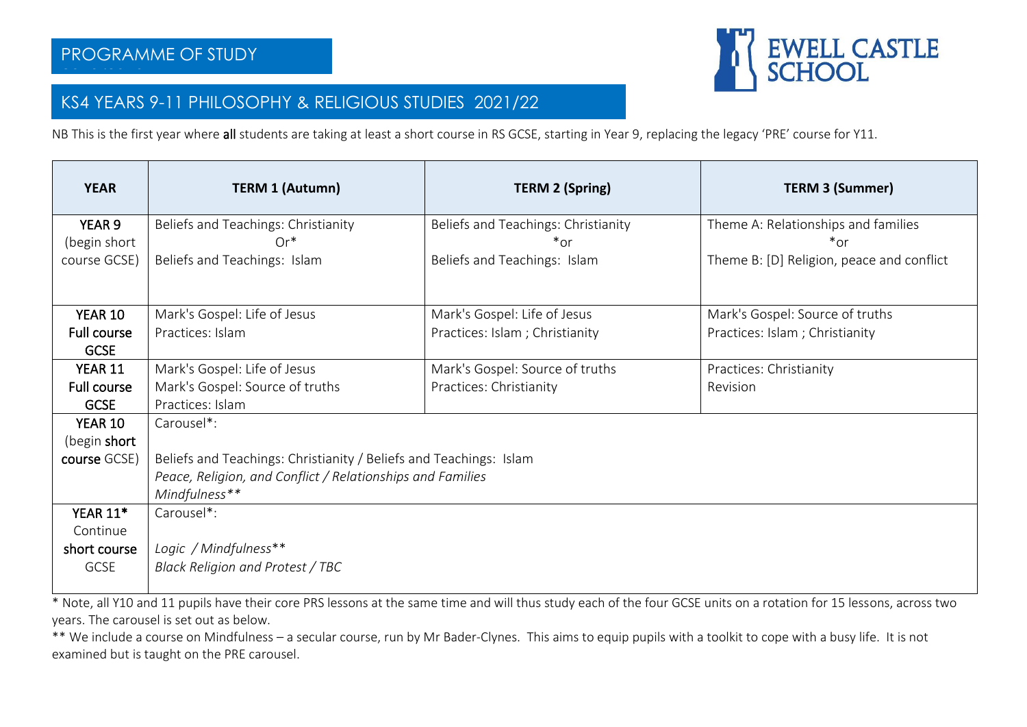# PROGRAMME OF STUDY

EWELL CASTLE SCHOOL

## KS4 YEARS 9-11 PHILOSOPHY & RELIGIOUS STUDIES 2021/22

NB This is the first year where **all** students are taking at least a short course in RS GCSE, starting in Year 9, replacing the legacy 'PRE' course for Y11.

| YEAR | TERM 1 (Autumn) | TERM 2 (Spring) | TERM 3 (Summer) |
|---|---|---|---|
| YEAR 9 (begin short course GCSE) | Beliefs and Teachings: Christianity<br>Or*<br>Beliefs and Teachings: Islam | Beliefs and Teachings: Christianity<br>*or<br>Beliefs and Teachings: Islam | Theme A: Relationships and families<br>*or<br>Theme B: [D] Religion, peace and conflict |
| **YEAR 10 Full course GCSE** | Mark's Gospel: Life of Jesus<br>Practices: Islam | Mark's Gospel: Life of Jesus<br>Practices: Islam ; Christianity | Mark's Gospel: Source of truths<br>Practices: Islam ; Christianity |
| **YEAR 11 Full course GCSE** | Mark's Gospel: Life of Jesus<br>Mark's Gospel: Source of truths<br>Practices: Islam | Mark's Gospel: Source of truths<br>Practices: Christianity | Practices: Christianity<br>Revision |
| **YEAR 10** (begin **short course** GCSE) | Carousel*:<br><br>Beliefs and Teachings: Christianity / Beliefs and Teachings: Islam<br>*Peace, Religion, and Conflict / Relationships and Families*<br>*Mindfulness***| | |
| **YEAR 11*** Continue **short course** GCSE | Carousel*:<br><br>*Logic / Mindfulness***<br>*Black Religion and Protest / TBC* | | |

\* Note, all Y10 and 11 pupils have their core PRS lessons at the same time and will thus study each of the four GCSE units on a rotation for 15 lessons, across two years. The carousel is set out as below.

** We include a course on Mindfulness – a secular course, run by Mr Bader-Clynes. This aims to equip pupils with a toolkit to cope with a busy life. It is not examined but is taught on the PRE carousel.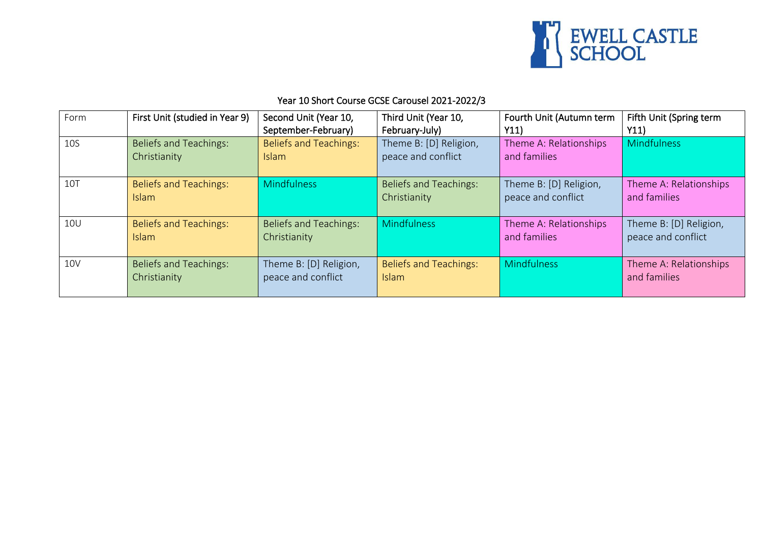EWELL CASTLE SCHOOL

## Year 10 Short Course GCSE Carousel 2021-2022/3

| Form | First Unit (studied in Year 9) | Second Unit (Year 10, September-February) | Third Unit (Year 10, February-July) | Fourth Unit (Autumn term Y11) | Fifth Unit (Spring term Y11) |
|---|---|---|---|---|---|
| 10S | Beliefs and Teachings: Christianity | Beliefs and Teachings: Islam | Theme B: [D] Religion, peace and conflict | Theme A: Relationships and families | Mindfulness |
| 10T | Beliefs and Teachings: Islam | Mindfulness | Beliefs and Teachings: Christianity | Theme B: [D] Religion, peace and conflict | Theme A: Relationships and families |
| 10U | Beliefs and Teachings: Islam | Beliefs and Teachings: Christianity | Mindfulness | Theme A: Relationships and families | Theme B: [D] Religion, peace and conflict |
| 10V | Beliefs and Teachings: Christianity | Theme B: [D] Religion, peace and conflict | Beliefs and Teachings: Islam | Mindfulness | Theme A: Relationships and families |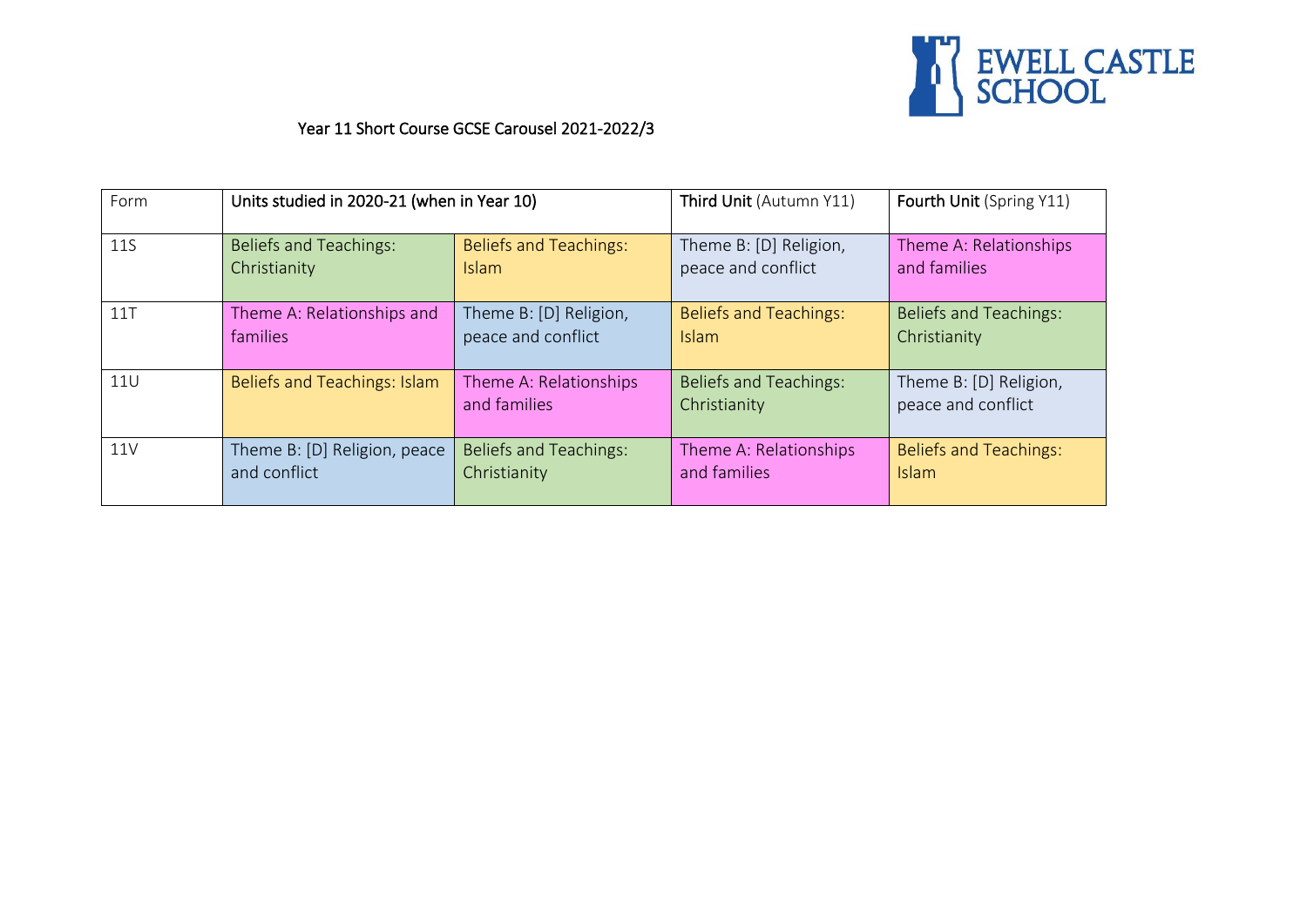EWELL CASTLE SCHOOL

## Year 11 Short Course GCSE Carousel 2021-2022/3

| Form | **Units studied in 2020-21 (when in Year 10)** | | **Third Unit** (Autumn Y11) | **Fourth Unit** (Spring Y11) |
|---|---|---|---|---|
| 11S | Beliefs and Teachings: Christianity | Beliefs and Teachings: Islam | Theme B: [D] Religion, peace and conflict | Theme A: Relationships and families |
| 11T | Theme A: Relationships and families | Theme B: [D] Religion, peace and conflict | Beliefs and Teachings: Islam | Beliefs and Teachings: Christianity |
| 11U | Beliefs and Teachings: Islam | Theme A: Relationships and families | Beliefs and Teachings: Christianity | Theme B: [D] Religion, peace and conflict |
| 11V | Theme B: [D] Religion, peace and conflict | Beliefs and Teachings: Christianity | Theme A: Relationships and families | Beliefs and Teachings: Islam |